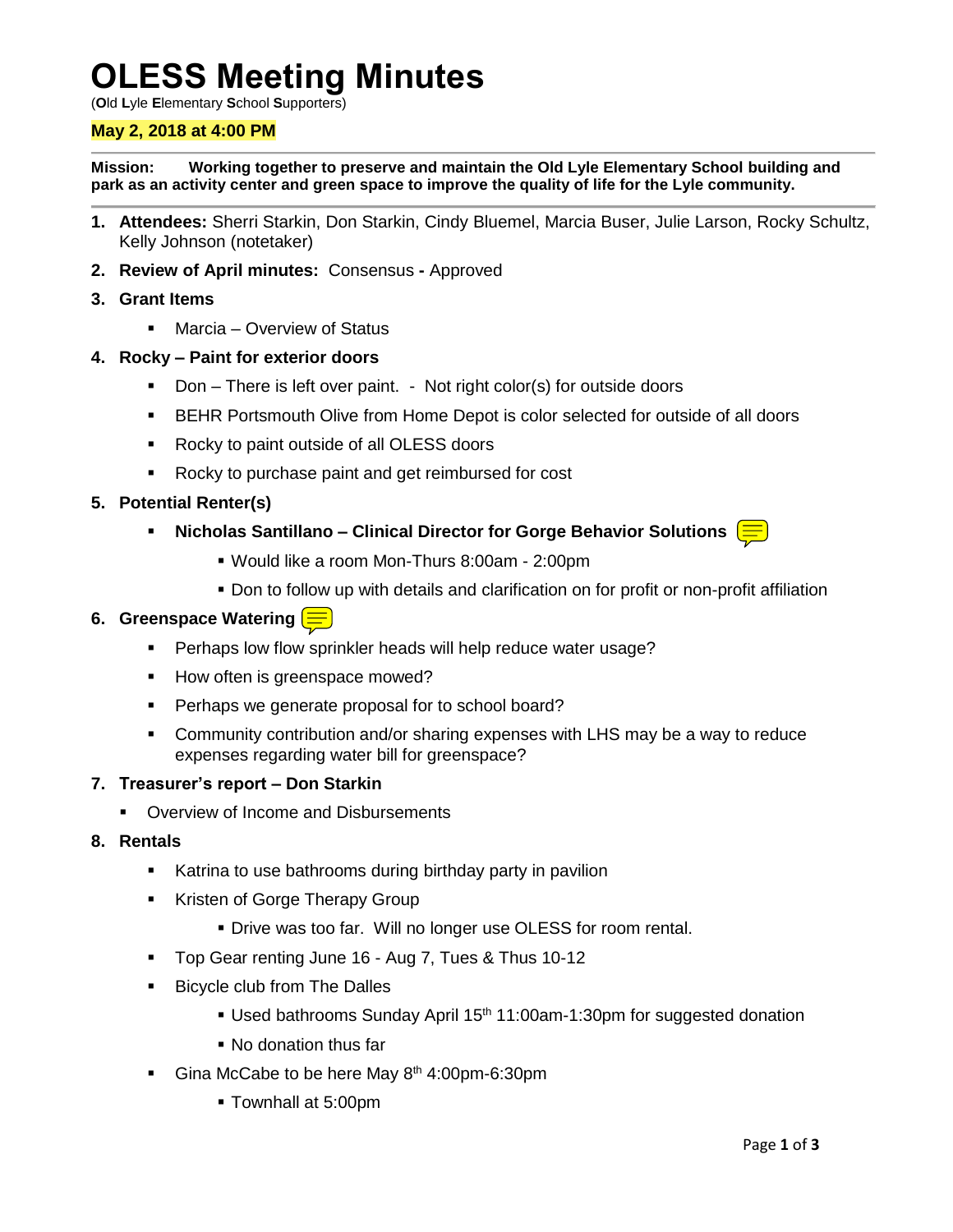# OLESS Meeting Minutes

(**O**ld **L**yle **E**lementary **S**chool **S**upporters)

**May 2, 2018 at 4:00 PM**

**Mission: Working together to preserve and maintain the Old Lyle Elementary School building and park as an activity center and green space to improve the quality of life for the Lyle community.**

1. **Attendees:** Sherri Starkin, Don Starkin, Cindy Bluemel, Marcia Buser, Julie Larson, Rocky Schultz, Kelly Johnson (notetaker)
2. **Review of April minutes:** Consensus **-** Approved
3. **Grant Items**
   - Marcia – Overview of Status
4. **Rocky – Paint for exterior doors**
   - Don – There is left over paint. - Not right color(s) for outside doors
   - BEHR Portsmouth Olive from Home Depot is color selected for outside of all doors
   - Rocky to paint outside of all OLESS doors
   - Rocky to purchase paint and get reimbursed for cost
5. **Potential Renter(s)**
   - **Nicholas Santillano – Clinical Director for Gorge Behavior Solutions**
     - Would like a room Mon-Thurs 8:00am - 2:00pm
     - Don to follow up with details and clarification on for profit or non-profit affiliation
6. **Greenspace Watering**
   - Perhaps low flow sprinkler heads will help reduce water usage?
   - How often is greenspace mowed?
   - Perhaps we generate proposal for to school board?
   - Community contribution and/or sharing expenses with LHS may be a way to reduce expenses regarding water bill for greenspace?
7. **Treasurer's report – Don Starkin**
   - Overview of Income and Disbursements
8. **Rentals**
   - Katrina to use bathrooms during birthday party in pavilion
   - Kristen of Gorge Therapy Group
     - Drive was too far. Will no longer use OLESS for room rental.
   - Top Gear renting June 16 - Aug 7, Tues & Thus 10-12
   - Bicycle club from The Dalles
     - Used bathrooms Sunday April 15th 11:00am-1:30pm for suggested donation
     - No donation thus far
   - Gina McCabe to be here May 8th 4:00pm-6:30pm
     - Townhall at 5:00pm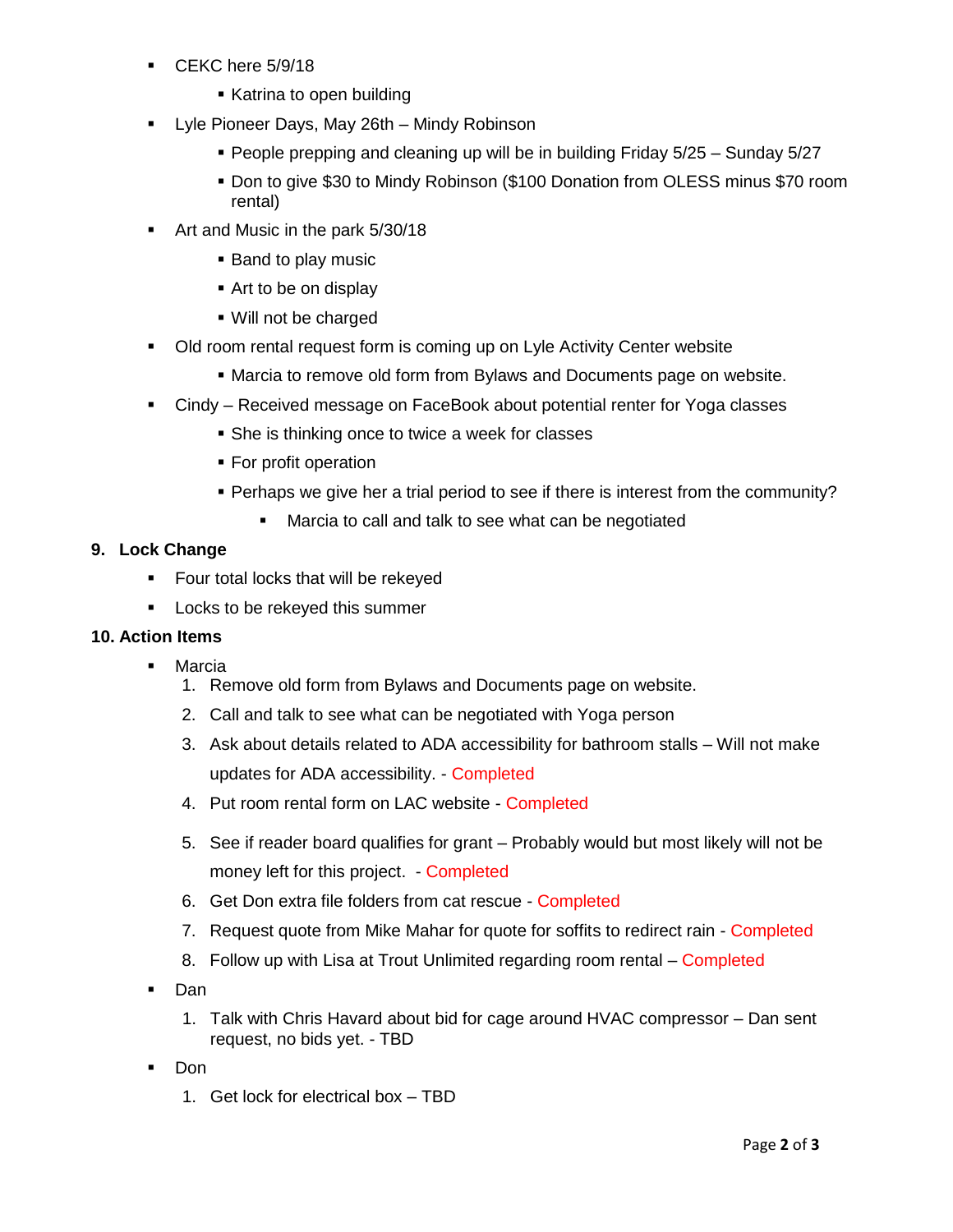- CEKC here 5/9/18
  - Katrina to open building
- Lyle Pioneer Days, May 26th – Mindy Robinson
  - People prepping and cleaning up will be in building Friday 5/25 – Sunday 5/27
  - Don to give $30 to Mindy Robinson ($100 Donation from OLESS minus $70 room rental)
- Art and Music in the park 5/30/18
  - Band to play music
  - Art to be on display
  - Will not be charged
- Old room rental request form is coming up on Lyle Activity Center website
  - Marcia to remove old form from Bylaws and Documents page on website.
- Cindy – Received message on FaceBook about potential renter for Yoga classes
  - She is thinking once to twice a week for classes
  - For profit operation
  - Perhaps we give her a trial period to see if there is interest from the community?
    - Marcia to call and talk to see what can be negotiated

**9. Lock Change**

- Four total locks that will be rekeyed
- Locks to be rekeyed this summer

**10. Action Items**

- Marcia
  1. Remove old form from Bylaws and Documents page on website.
  2. Call and talk to see what can be negotiated with Yoga person
  3. Ask about details related to ADA accessibility for bathroom stalls – Will not make updates for ADA accessibility. - Completed
  4. Put room rental form on LAC website - Completed
  5. See if reader board qualifies for grant – Probably would but most likely will not be money left for this project. - Completed
  6. Get Don extra file folders from cat rescue - Completed
  7. Request quote from Mike Mahar for quote for soffits to redirect rain - Completed
  8. Follow up with Lisa at Trout Unlimited regarding room rental – Completed
- Dan
  1. Talk with Chris Havard about bid for cage around HVAC compressor – Dan sent request, no bids yet. - TBD
- Don
  1. Get lock for electrical box – TBD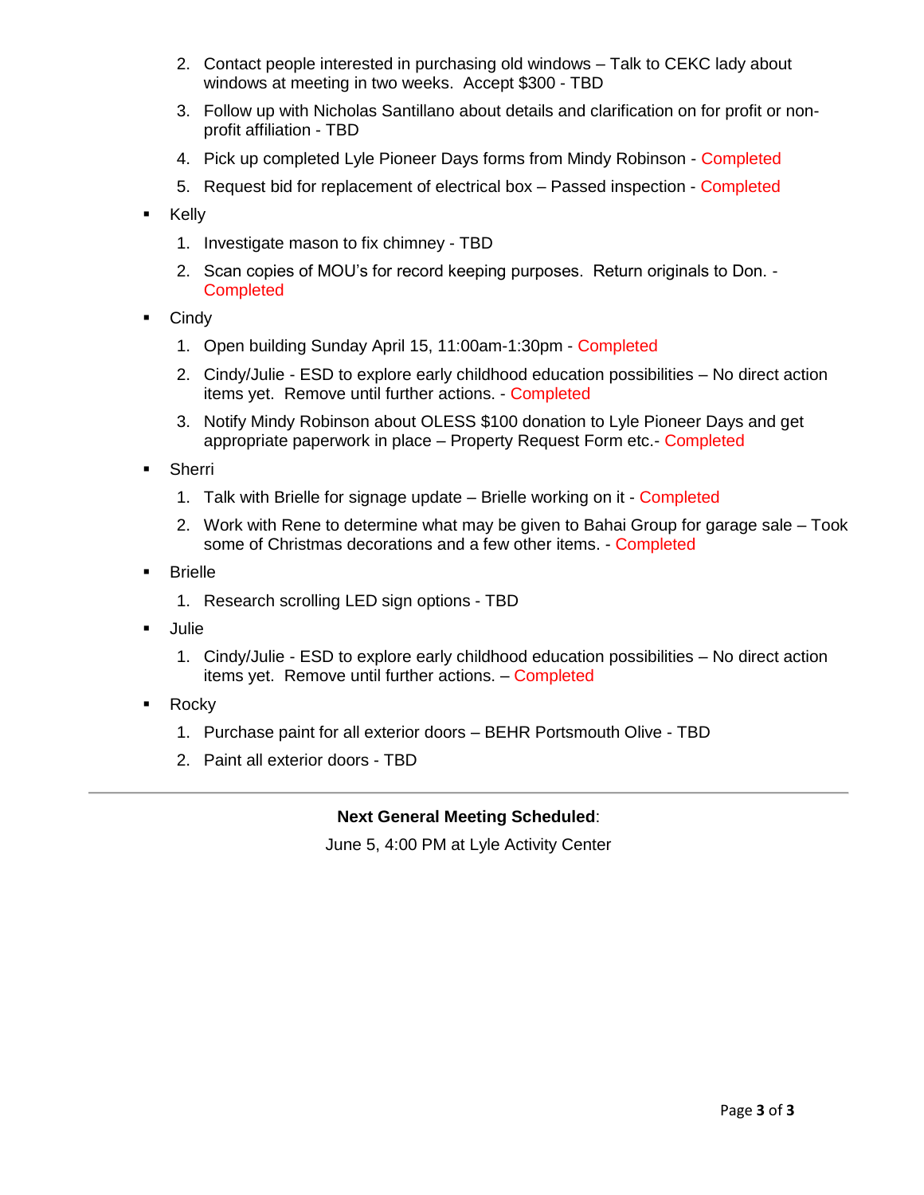2. Contact people interested in purchasing old windows – Talk to CEKC lady about windows at meeting in two weeks. Accept $300 - TBD
3. Follow up with Nicholas Santillano about details and clarification on for profit or non-profit affiliation - TBD
4. Pick up completed Lyle Pioneer Days forms from Mindy Robinson - Completed
5. Request bid for replacement of electrical box – Passed inspection - Completed

- Kelly
    1. Investigate mason to fix chimney - TBD
    2. Scan copies of MOU's for record keeping purposes. Return originals to Don. - Completed
- Cindy
    1. Open building Sunday April 15, 11:00am-1:30pm - Completed
    2. Cindy/Julie - ESD to explore early childhood education possibilities – No direct action items yet. Remove until further actions. - Completed
    3. Notify Mindy Robinson about OLESS $100 donation to Lyle Pioneer Days and get appropriate paperwork in place – Property Request Form etc.- Completed
- Sherri
    1. Talk with Brielle for signage update – Brielle working on it - Completed
    2. Work with Rene to determine what may be given to Bahai Group for garage sale – Took some of Christmas decorations and a few other items. - Completed
- Brielle
    1. Research scrolling LED sign options - TBD
- Julie
    1. Cindy/Julie - ESD to explore early childhood education possibilities – No direct action items yet. Remove until further actions. – Completed
- Rocky
    1. Purchase paint for all exterior doors – BEHR Portsmouth Olive - TBD
    2. Paint all exterior doors - TBD

---

**Next General Meeting Scheduled**:

June 5, 4:00 PM at Lyle Activity Center